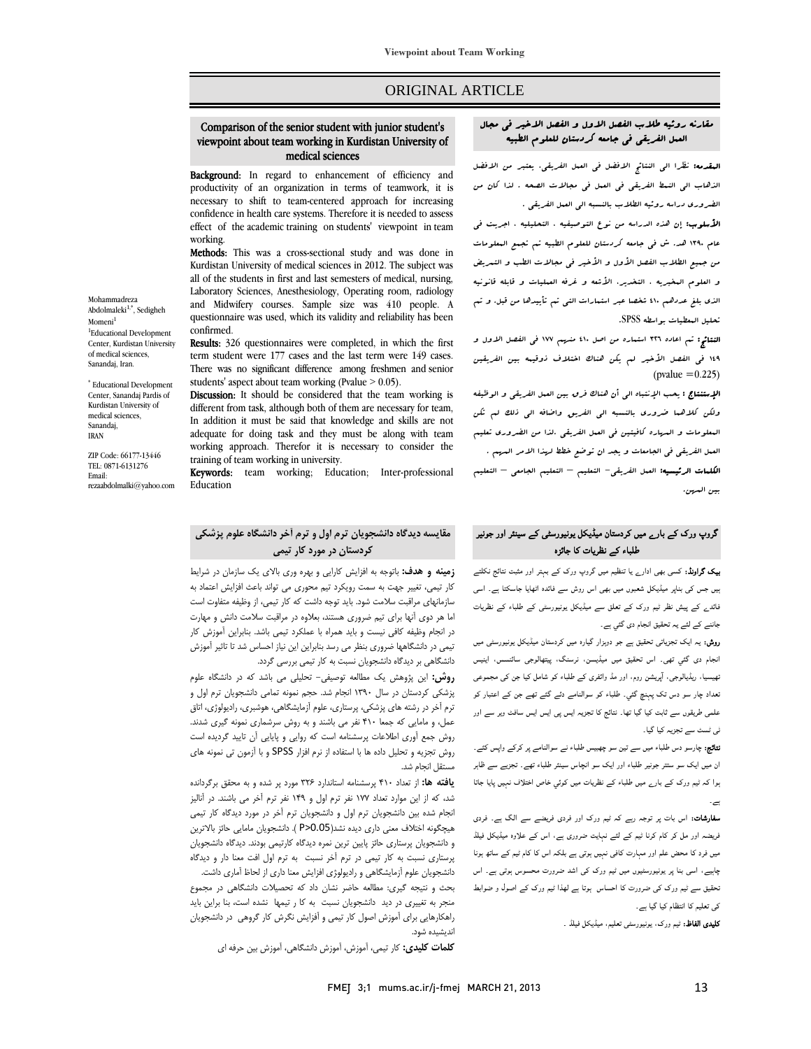ORIGINAL ARTICLE

# Comparison of the senior student with junior student's viewpoint about team working in Kurdistan University of medical sciences

Mohammadreza Abdolmaleki[1,*], Sedigheh Momeni[1]

[1]Educational Development Center, Kurdistan University of medical sciences, Sanandaj, Iran.

[*] Educational Development Center, Sanandaj Pardis of Kurdistan University of medical sciences, Sanandaj, IRAN

ZIP Code: 66177-13446
TEL: 0871-6131276
Email: rezaabdolmalki@yahoo.com

**Background:** In regard to enhancement of efficiency and productivity of an organization in terms of teamwork, it is necessary to shift to team-centered approach for increasing confidence in health care systems. Therefore it is needed to assess effect of the academic training on students' viewpoint in team working.

**Methods:** This was a cross-sectional study and was done in Kurdistan University of medical sciences in 2012. The subject was all of the students in first and last semesters of medical, nursing, Laboratory Sciences, Anesthesiology, Operating room, radiology and Midwifery courses. Sample size was 410 people. A questionnaire was used, which its validity and reliability has been confirmed.

**Results:** 326 questionnaires were completed, in which the first term student were 177 cases and the last term were 149 cases. There was no significant difference among freshmen and senior students' aspect about team working (Pvalue > 0.05).

**Discussion:** It should be considered that the team working is different from task, although both of them are necessary for team, In addition it must be said that knowledge and skills are not adequate for doing task and they must be along with team working approach. Therefor it is necessary to consider the training of team working in university.

**Keywords:** team working; Education; Inter-professional Education

## مقارنه روئیه طلاب الفصل الاول و الفصل الاخیر فی مجال العمل الفریقی فی جامعه کردستان للعلوم الطبیه

**المقدمه:** نظرا الی النتائج الافضل فی العمل الفریقی، یعتبر من الافضل الذهاب الی النمط الفریقی فی العمل فی مجالات الصحه . لذا کان من الضروری دراسه روئیه الطلاب بالنسبه الی العمل الفریقی .

**الأسلوب:** إن هذه الدراسه من نوع التوصیفیه ، التحلیلیه ، اجریت فی عام ۱۳۹۰ هد. ش فی جامعه کردستان للعلوم الطبیه تم تجمیع المعلومات من جمیع الطلاب الفصل الأول و الأخیر فی مجالات الطب و التمریض و العلوم المخبریه ، التخدیر، الأشعه و غرفه العملیات و قابله قانونیه الذی بلغ عددهم ۴۱۰ شخصا عبر استمارات التی تم تأییدها من قبل. و تم تحلیل المعطیات بواسطه SPSS.

**النتائج:** تم اعاده ۳۲۶ استماره من اصل ۴۱۰ منهم ۱۷۷ فی الفصل الاول و ۱۴۹ فی الفصل الأخیر لم یکن هناک اختلاف ذوقیمه بین الفریقین (pvalue =0.225)

**الإستنتاج:** یجب الإنتباه الی أن هناک فرق بین العمل الفریقی و الوظیفه ولکن کلاهما ضروری بالنسبه الی الفریق واضافه الی ذلک لم تکن المعلومات و المهاره کافیتین فی العمل الفریقی .لذا من الضروری تعلیم العمل الفریقی فی الجامعات و یجب ان توضع خطط لهذا الامر المهم .

**الکلمات الرئیسیه:** العمل الفریقی- التعلیم – التعلیم الجامعی – التعلیم بین المهن.

## مقایسه دیدگاه دانشجویان ترم اول و ترم آخر دانشگاه علوم پزشکی کردستان در مورد کار تیمی

**زمینه و هدف:** باتوجه به افزایش کارایی و بهره وری بالای یک سازمان در شرایط کار تیمی، تغییر جهت به سمت رویکرد تیم محوری می تواند باعث افزایش اعتماد به سازمانهای مراقبت سلامت شود. باید توجه داشت که کار تیمی، از وظیفه متفاوت است اما هر دوی آنها برای تیم ضروری هستند، بعلاوه در مراقبت سلامت دانش و مهارت در انجام وظیفه کافی نیست و باید همراه با عملکرد تیمی باشد. بنابراین آموزش کار تیمی در دانشگاهها ضروری بنظر می رسد بنابراین این نیاز احساس شد تا تاثیر آموزش دانشگاهی بر دیدگاه دانشجویان نسبت به کار تیمی بررسی گردد.

**روش:** این پژوهش یک مطالعه توصیفی- تحلیلی می باشد که در دانشگاه علوم پزشکی کردستان در سال ۱۳۹۰ انجام شد. حجم نمونه تمامی دانشجویان ترم اول و ترم آخر در رشته های پزشکی، پرستاری، علوم آزمایشگاهی، هوشبری، رادیولوژی، اتاق عمل، و مامایی که جمعا ۴۱۰ نفر می باشند و به روش سرشماری نمونه گیری شدند. روش جمع آوری اطلاعات پرسشنامه است که روایی و پایایی آن تایید گردیده است روش تجزیه و تحلیل داده ها با استفاده از نرم افزار SPSS و با آزمون تی نمونه های مستقل انجام شد.

**یافته ها:** از تعداد ۴۱۰ پرسشنامه استاندارد ۳۲۶ مورد پر شده و به محقق برگردانده شد، که از این موارد تعداد ۱۷۷ نفر ترم اول و ۱۴۹ نفر ترم آخر می باشند. در آنالیز انجام شده بین دانشجویان ترم اول و دانشجویان ترم آخر در مورد دیدگاه کار تیمی هیچگونه اختلاف معنی داری دیده نشد(P>0.05 ). دانشجویان مامایی حائز بالاترین و دانشجویان پرستاری حائز پایین ترین نمره دیدگاه کارتیمی بودند. دیدگاه دانشجویان پرستاری نسبت به کار تیمی در ترم آخر نسبت به ترم اول افت معنا دار و دیدگاه دانشجویان علوم آزمایشگاهی و رادیولوژی افزایش معنا داری از لحاظ آماری داشت.

بحث و نتیجه گیری: مطالعه حاضر نشان داد که تحصیلات دانشگاهی در مجموع منجر به تغییری در دید دانشجویان نسبت به کا ر تیمها نشده است، بنا براین باید راهکارهایی برای آموزش اصول کار تیمی و آفزایش نگرش کار گروهی در دانشجویان اندیشیده شود.

**کلمات کلیدی:** کار تیمی، آموزش، آموزش دانشگاهی، آموزش بین حرفه ای

## گروپ ورک کے بارے میں کردستان میڈیکل یونیورسٹی کے سینئر اور جونیر طلباء کے نظریات کا جائزہ

**بیک گراونڈ:** کسی بھی ادارے یا تنظیم میں گروپ ورک کے بہتر اور مثبت نتائج نکلتے ہیں جس کی بناپر میڈیکل شعبوں میں بھی اس روش سے فائدہ اٹھایا جاسکتا ہے۔ اسی فائدے کے پیش نظر ٹیم ورک کے تعلق سے میڈیکل یونیورسٹی کے طلباء کے نظریات جاننے کے لئے یہ تحقیق انجام دی گئي ہے۔

**روش:** یہ ایک تجزیاتی تحقیق ہے جو دوہزار گیارہ میں کردستان میڈیکل یونیورسٹی میں انجام دی گئي تھی۔ اس تحقیق میں میڈیسن، نرسنگ، پیتھالوجی سائنسس، اینیس تھیسیا، ریڈیالوجی، آپریشن روم، اور مڈ وائفری کے طلباء کو شامل کیا جن کی مجموعی تعداد چار سو دس تک پہنچ گئي۔ طلباء کو سوالنامے دئے گئے تھے جن کے اعتبار کو علمی طریقوں سے ثابت کیا گيا تھا۔ نتائج کا تجزیہ ایس پی ایس ایس سافٹ ویر سے اور ٹی ٹسٹ سے تجزیہ کیا گیا۔

**نتائج:** چارسو دس طلباء میں سے تین سو چھبیس طلباء نے سوالنامے پر کرکے واپس کئے۔ ان میں ایک سو ستتر جونیر طلباء اور ایک سو انچاس سینئر طلباء تھے۔ تجزیے سے ظاہر ہوا کہ ٹیم ورک کے بارے میں طلباء کے نظریات میں کوئي خاص اختلاف نہیں پایا جاتا ہے۔

**سفارشات:** اس بات پر توجہ رہے کہ ٹیم ورک اور فردی فریضے سے الگ ہے۔ فردی فریضہ اور مل کر کام کرنا ٹیم کے لئے نہایت ضروری ہے، اس کے علاوہ میڈیکل فیلڈ میں فرد کا محض علم اور مہارت کافی نہیں ہوتی ہے بلکہ اس کا کام ٹیم کے ساتھ ہونا چاہیے، اسی بنا پر یونیورسٹیوں میں ٹیم ورک کی اشد ضرورت محسوس ہوتی ہے۔ اس تحقیق سے ٹیم ورک کی ضرورت کا احساس ہوتا ہے لھذا ٹیم ورک کے اصول و ضوابط کی تعلیم کا انتظام کیا گیا ہے۔

**کلیدی الفاظ:** ٹیم ورک، یونیورسٹی تعلیم، میڈیکل فیلڈ ۔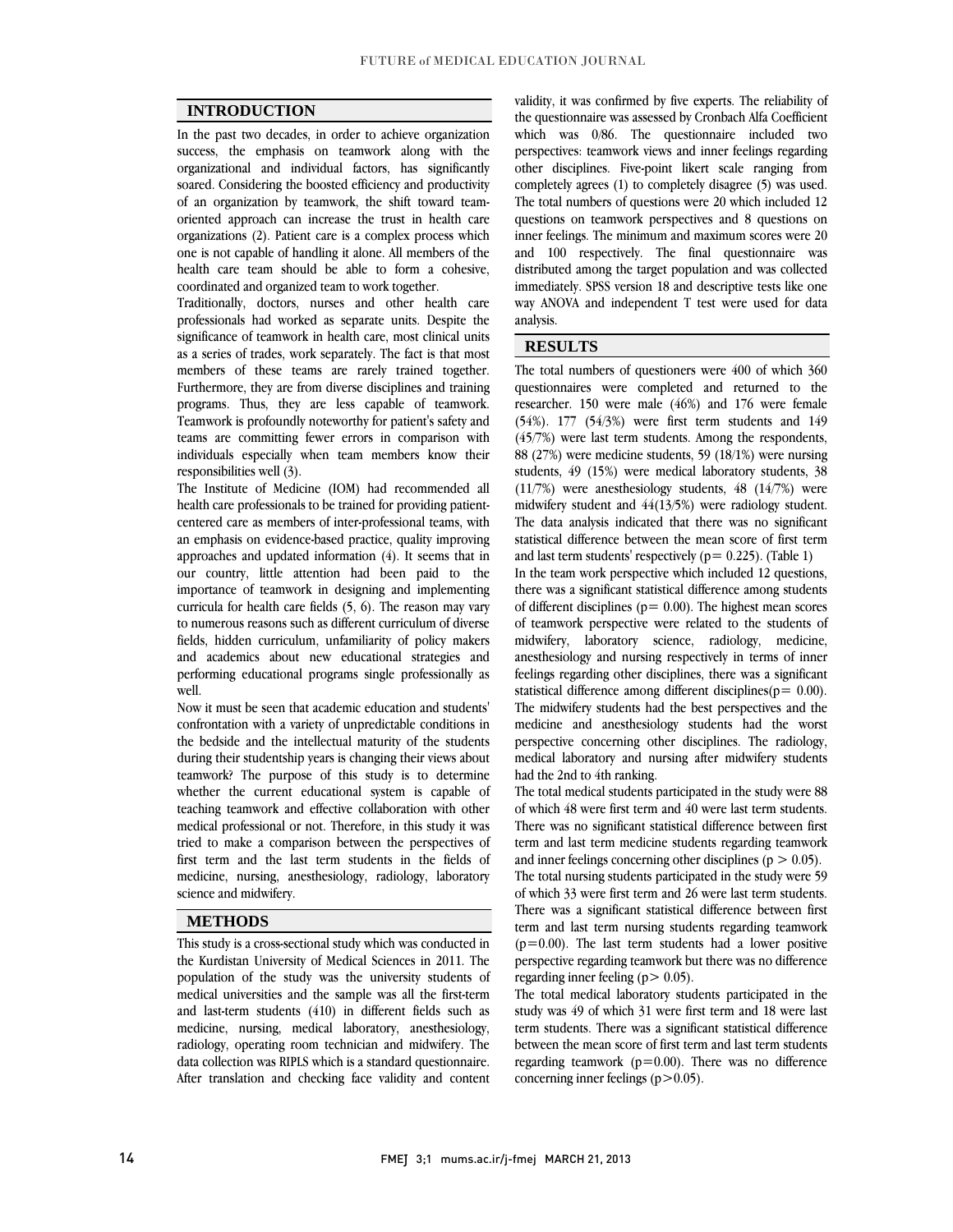## INTRODUCTION

In the past two decades, in order to achieve organization success, the emphasis on teamwork along with the organizational and individual factors, has significantly soared. Considering the boosted efficiency and productivity of an organization by teamwork, the shift toward team-oriented approach can increase the trust in health care organizations (2). Patient care is a complex process which one is not capable of handling it alone. All members of the health care team should be able to form a cohesive, coordinated and organized team to work together.

Traditionally, doctors, nurses and other health care professionals had worked as separate units. Despite the significance of teamwork in health care, most clinical units as a series of trades, work separately. The fact is that most members of these teams are rarely trained together. Furthermore, they are from diverse disciplines and training programs. Thus, they are less capable of teamwork. Teamwork is profoundly noteworthy for patient's safety and teams are committing fewer errors in comparison with individuals especially when team members know their responsibilities well (3).

The Institute of Medicine (IOM) had recommended all health care professionals to be trained for providing patient-centered care as members of inter-professional teams, with an emphasis on evidence-based practice, quality improving approaches and updated information (4). It seems that in our country, little attention had been paid to the importance of teamwork in designing and implementing curricula for health care fields (5, 6). The reason may vary to numerous reasons such as different curriculum of diverse fields, hidden curriculum, unfamiliarity of policy makers and academics about new educational strategies and performing educational programs single professionally as well.

Now it must be seen that academic education and students' confrontation with a variety of unpredictable conditions in the bedside and the intellectual maturity of the students during their studentship years is changing their views about teamwork? The purpose of this study is to determine whether the current educational system is capable of teaching teamwork and effective collaboration with other medical professional or not. Therefore, in this study it was tried to make a comparison between the perspectives of first term and the last term students in the fields of medicine, nursing, anesthesiology, radiology, laboratory science and midwifery.

## METHODS

This study is a cross-sectional study which was conducted in the Kurdistan University of Medical Sciences in 2011. The population of the study was the university students of medical universities and the sample was all the first-term and last-term students (410) in different fields such as medicine, nursing, medical laboratory, anesthesiology, radiology, operating room technician and midwifery. The data collection was RIPLS which is a standard questionnaire. After translation and checking face validity and content validity, it was confirmed by five experts. The reliability of the questionnaire was assessed by Cronbach Alfa Coefficient which was 0/86. The questionnaire included two perspectives: teamwork views and inner feelings regarding other disciplines. Five-point likert scale ranging from completely agrees (1) to completely disagree (5) was used. The total numbers of questions were 20 which included 12 questions on teamwork perspectives and 8 questions on inner feelings. The minimum and maximum scores were 20 and 100 respectively. The final questionnaire was distributed among the target population and was collected immediately. SPSS version 18 and descriptive tests like one way ANOVA and independent T test were used for data analysis.

## RESULTS

The total numbers of questioners were 400 of which 360 questionnaires were completed and returned to the researcher. 150 were male (46%) and 176 were female (54%). 177 (54/3%) were first term students and 149 (45/7%) were last term students. Among the respondents, 88 (27%) were medicine students, 59 (18/1%) were nursing students, 49 (15%) were medical laboratory students, 38 (11/7%) were anesthesiology students, 48 (14/7%) were midwifery student and 44(13/5%) were radiology student. The data analysis indicated that there was no significant statistical difference between the mean score of first term and last term students' respectively ($p= 0.225$). (Table 1)

In the team work perspective which included 12 questions, there was a significant statistical difference among students of different disciplines ($p= 0.00$). The highest mean scores of teamwork perspective were related to the students of midwifery, laboratory science, radiology, medicine, anesthesiology and nursing respectively in terms of inner feelings regarding other disciplines, there was a significant statistical difference among different disciplines($p= 0.00$). The midwifery students had the best perspectives and the medicine and anesthesiology students had the worst perspective concerning other disciplines. The radiology, medical laboratory and nursing after midwifery students had the 2nd to 4th ranking.

The total medical students participated in the study were 88 of which 48 were first term and 40 were last term students. There was no significant statistical difference between first term and last term medicine students regarding teamwork and inner feelings concerning other disciplines ($p > 0.05$).

The total nursing students participated in the study were 59 of which 33 were first term and 26 were last term students. There was a significant statistical difference between first term and last term nursing students regarding teamwork ($p=0.00$). The last term students had a lower positive perspective regarding teamwork but there was no difference regarding inner feeling ($p> 0.05$).

The total medical laboratory students participated in the study was 49 of which 31 were first term and 18 were last term students. There was a significant statistical difference between the mean score of first term and last term students regarding teamwork ($p=0.00$). There was no difference concerning inner feelings ($p>0.05$).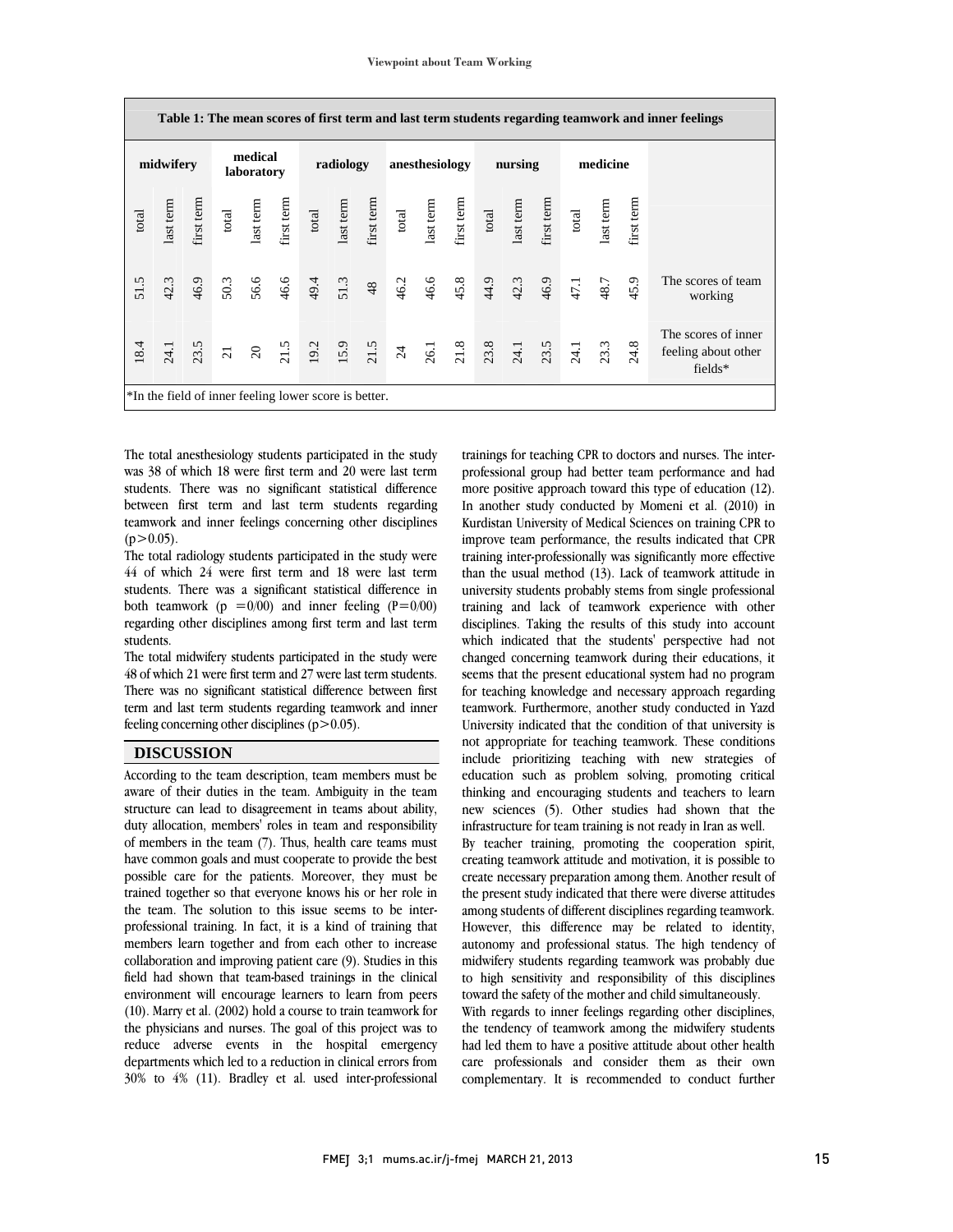**Table 1: The mean scores of first term and last term students regarding teamwork and inner feelings**

| | medicine | | | nursing | | | anesthesiology | | | radiology | | | medical laboratory | | | midwifery | | |
|---|---|---|---|---|---|---|---|---|---|---|---|---|---|---|---|---|---|---|
| | first term | last term | total | first term | last term | total | first term | last term | total | first term | last term | total | first term | last term | total | first term | last term | total |
| The scores of team working | 45.9 | 48.7 | 47.1 | 46.9 | 42.3 | 44.9 | 45.8 | 46.6 | 46.2 | 48 | 51.3 | 49.4 | 46.6 | 56.6 | 50.3 | 46.9 | 42.3 | 51.5 |
| The scores of inner feeling about other fields* | 24.8 | 23.3 | 24.1 | 23.5 | 24.1 | 23.8 | 21.8 | 26.1 | 24 | 21.5 | 15.9 | 19.2 | 21.5 | 20 | 21 | 23.5 | 24.1 | 18.4 |

*In the field of inner feeling lower score is better.

The total anesthesiology students participated in the study was 38 of which 18 were first term and 20 were last term students. There was no significant statistical difference between first term and last term students regarding teamwork and inner feelings concerning other disciplines $(p>0.05)$.

The total radiology students participated in the study were 44 of which 24 were first term and 18 were last term students. There was a significant statistical difference in both teamwork $(p = 0/00)$ and inner feeling $(P=0/00)$ regarding other disciplines among first term and last term students.

The total midwifery students participated in the study were 48 of which 21 were first term and 27 were last term students. There was no significant statistical difference between first term and last term students regarding teamwork and inner feeling concerning other disciplines $(p>0.05)$.

## DISCUSSION

According to the team description, team members must be aware of their duties in the team. Ambiguity in the team structure can lead to disagreement in teams about ability, duty allocation, members' roles in team and responsibility of members in the team (7). Thus, health care teams must have common goals and must cooperate to provide the best possible care for the patients. Moreover, they must be trained together so that everyone knows his or her role in the team. The solution to this issue seems to be inter-professional training. In fact, it is a kind of training that members learn together and from each other to increase collaboration and improving patient care (9). Studies in this field had shown that team-based trainings in the clinical environment will encourage learners to learn from peers (10). Marry et al. (2002) hold a course to train teamwork for the physicians and nurses. The goal of this project was to reduce adverse events in the hospital emergency departments which led to a reduction in clinical errors from 30% to 4% (11). Bradley et al. used inter-professional trainings for teaching CPR to doctors and nurses. The inter-professional group had better team performance and had more positive approach toward this type of education (12). In another study conducted by Momeni et al. (2010) in Kurdistan University of Medical Sciences on training CPR to improve team performance, the results indicated that CPR training inter-professionally was significantly more effective than the usual method (13). Lack of teamwork attitude in university students probably stems from single professional training and lack of teamwork experience with other disciplines. Taking the results of this study into account which indicated that the students' perspective had not changed concerning teamwork during their educations, it seems that the present educational system had no program for teaching knowledge and necessary approach regarding teamwork. Furthermore, another study conducted in Yazd University indicated that the condition of that university is not appropriate for teaching teamwork. These conditions include prioritizing teaching with new strategies of education such as problem solving, promoting critical thinking and encouraging students and teachers to learn new sciences (5). Other studies had shown that the infrastructure for team training is not ready in Iran as well.

By teacher training, promoting the cooperation spirit, creating teamwork attitude and motivation, it is possible to create necessary preparation among them. Another result of the present study indicated that there were diverse attitudes among students of different disciplines regarding teamwork. However, this difference may be related to identity, autonomy and professional status. The high tendency of midwifery students regarding teamwork was probably due to high sensitivity and responsibility of this disciplines toward the safety of the mother and child simultaneously.

With regards to inner feelings regarding other disciplines, the tendency of teamwork among the midwifery students had led them to have a positive attitude about other health care professionals and consider them as their own complementary. It is recommended to conduct further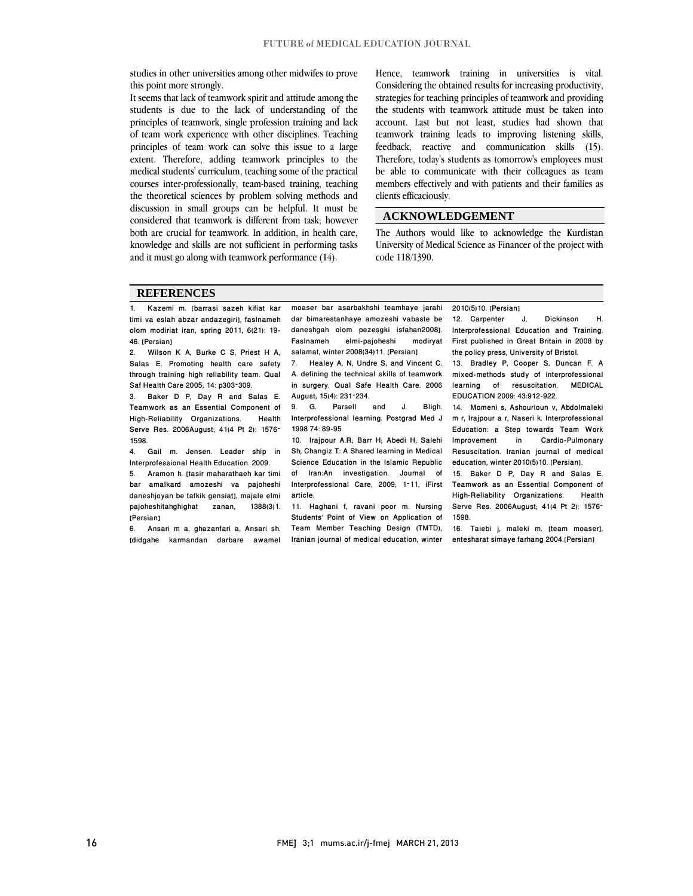studies in other universities among other midwifes to prove this point more strongly.

It seems that lack of teamwork spirit and attitude among the students is due to the lack of understanding of the principles of teamwork, single profession training and lack of team work experience with other disciplines. Teaching principles of team work can solve this issue to a large extent. Therefore, adding teamwork principles to the medical students' curriculum, teaching some of the practical courses inter-professionally, team-based training, teaching the theoretical sciences by problem solving methods and discussion in small groups can be helpful. It must be considered that teamwork is different from task; however both are crucial for teamwork. In addition, in health care, knowledge and skills are not sufficient in performing tasks and it must go along with teamwork performance (14).

Hence, teamwork training in universities is vital. Considering the obtained results for increasing productivity, strategies for teaching principles of teamwork and providing the students with teamwork attitude must be taken into account. Last but not least, studies had shown that teamwork training leads to improving listening skills, feedback, reactive and communication skills (15). Therefore, today's students as tomorrow's employees must be able to communicate with their colleagues as team members effectively and with patients and their families as clients efficaciously.

## ACKNOWLEDGEMENT

The Authors would like to acknowledge the Kurdistan University of Medical Science as Financer of the project with code 118/1390.

## REFERENCES

1. Kazemi m. [barrasi sazeh kifiat kar timi va eslah abzar andazegiri], faslnameh olom modiriat iran, spring 2011, 6(21): 19-46. [Persian]
2. Wilson K A, Burke C S, Priest H A, Salas E. Promoting health care safety through training high reliability team. Qual Saf Health Care 2005; 14: p303-309.
3. Baker D P, Day R and Salas E. Teamwork as an Essential Component of High-Reliability Organizations. Health Serve Res. 2006August; 41(4 Pt 2): 1576-1598.
4. Gail m. Jensen. Leader ship in Interprofessional Health Education. 2009.
5. Aramon h. [tasir maharathaeh kar timi bar amalkard amozeshi va pajoheshi daneshjoyan be tafkik gensiat], majale elmi pajoheshitahghighat zanan, 1388(3)1. [Persian]
6. Ansari m a, ghazanfari a, Ansari sh. [didgahe karmandan darbare awamel moaser bar asarbakhshi teamhaye jarahi dar bimarestanhaye amozeshi vabaste be daneshgah olom pezesgki isfahan2008]. Faslnameh elmi-pajoheshi modiryat salamat, winter 2008(34)11. [Persian]
7. Healey A. N, Undre S, and Vincent C. A. defining the technical skills of teamwork in surgery. Qual Safe Health Care. 2006 August; 15(4): 231-234.
9. G. Parsell and J. Bligh. Interprofessional learning. Postgrad Med J 1998 74: 89-95.
10. Irajpour A.R; Barr H; Abedi H; Salehi Sh; Changiz T: A Shared learning in Medical Science Education in the Islamic Republic of Iran:An investigation. Journal of Interprofessional Care, 2009; 1-11, iFirst article.
11. Haghani f, ravani poor m. Nursing Students' Point of View on Application of Team Member Teaching Design (TMTD), Iranian journal of medical education, winter 2010(5)10. [Persian]
12. Carpenter J, Dickinson H. Interprofessional Education and Training. First published in Great Britain in 2008 by the policy press, University of Bristol.
13. Bradley P, Cooper S, Duncan F. A mixed-methods study of interprofessional learning of resuscitation. MEDICAL EDUCATION 2009: 43:912-922.
14. Momeni s, Ashourioun v, Abdolmaleki m r, Irajpour a r, Naseri k. Interprofessional Education: a Step towards Team Work Improvement in Cardio-Pulmonary Resuscitation. Iranian journal of medical education, winter 2010(5)10. [Persian].
15. Baker D P, Day R and Salas E. Teamwork as an Essential Component of High-Reliability Organizations. Health Serve Res. 2006August; 41(4 Pt 2): 1576-1598.
16. Taiebi j, maleki m. [team moaser], entesharat simaye farhang 2004.[Persian]